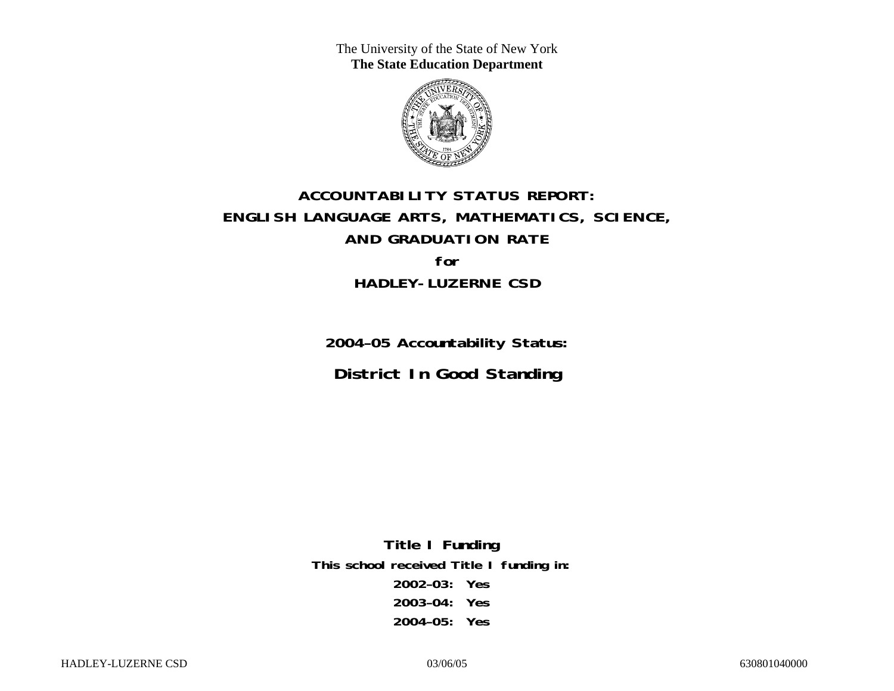The University of the State of New York
**The State Education Department**

# ACCOUNTABILITY STATUS REPORT: ENGLISH LANGUAGE ARTS, MATHEMATICS, SCIENCE, AND GRADUATION RATE

**for**

## HADLEY-LUZERNE CSD

**2004–05 Accountability Status:**

## District In Good Standing

**Title I Funding**

**This school received Title I funding in:**

**2002–03: Yes**

**2003–04: Yes**

**2004–05: Yes**

HADLEY-LUZERNE CSD 03/06/05 630801040000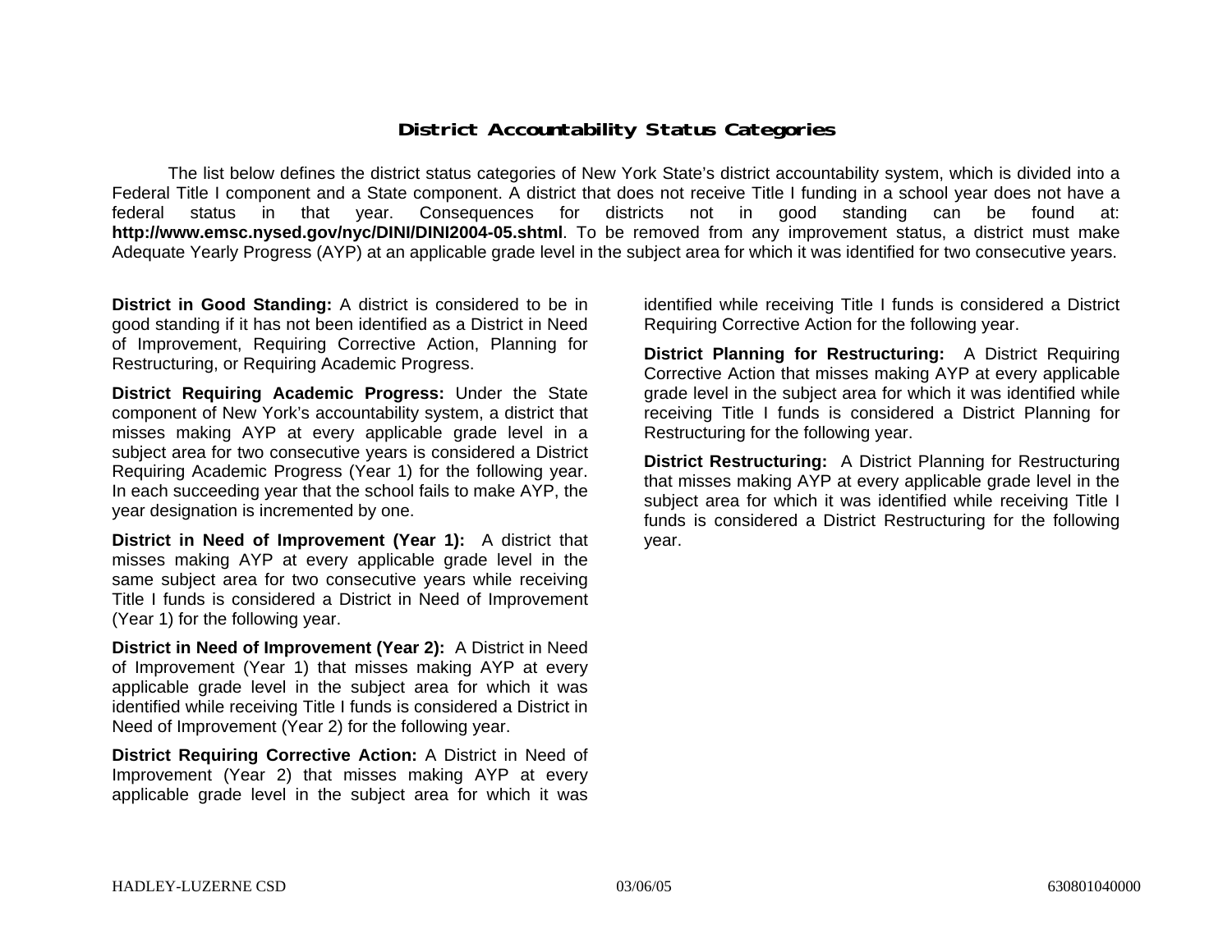## District Accountability Status Categories

The list below defines the district status categories of New York State's district accountability system, which is divided into a Federal Title I component and a State component. A district that does not receive Title I funding in a school year does not have a federal status in that year. Consequences for districts not in good standing can be found at: **http://www.emsc.nysed.gov/nyc/DINI/DINI2004-05.shtml**. To be removed from any improvement status, a district must make Adequate Yearly Progress (AYP) at an applicable grade level in the subject area for which it was identified for two consecutive years.

**District in Good Standing:** A district is considered to be in good standing if it has not been identified as a District in Need of Improvement, Requiring Corrective Action, Planning for Restructuring, or Requiring Academic Progress.

**District Requiring Academic Progress:** Under the State component of New York's accountability system, a district that misses making AYP at every applicable grade level in a subject area for two consecutive years is considered a District Requiring Academic Progress (Year 1) for the following year. In each succeeding year that the school fails to make AYP, the year designation is incremented by one.

**District in Need of Improvement (Year 1):** A district that misses making AYP at every applicable grade level in the same subject area for two consecutive years while receiving Title I funds is considered a District in Need of Improvement (Year 1) for the following year.

**District in Need of Improvement (Year 2):** A District in Need of Improvement (Year 1) that misses making AYP at every applicable grade level in the subject area for which it was identified while receiving Title I funds is considered a District in Need of Improvement (Year 2) for the following year.

**District Requiring Corrective Action:** A District in Need of Improvement (Year 2) that misses making AYP at every applicable grade level in the subject area for which it was identified while receiving Title I funds is considered a District Requiring Corrective Action for the following year.

**District Planning for Restructuring:** A District Requiring Corrective Action that misses making AYP at every applicable grade level in the subject area for which it was identified while receiving Title I funds is considered a District Planning for Restructuring for the following year.

**District Restructuring:** A District Planning for Restructuring that misses making AYP at every applicable grade level in the subject area for which it was identified while receiving Title I funds is considered a District Restructuring for the following year.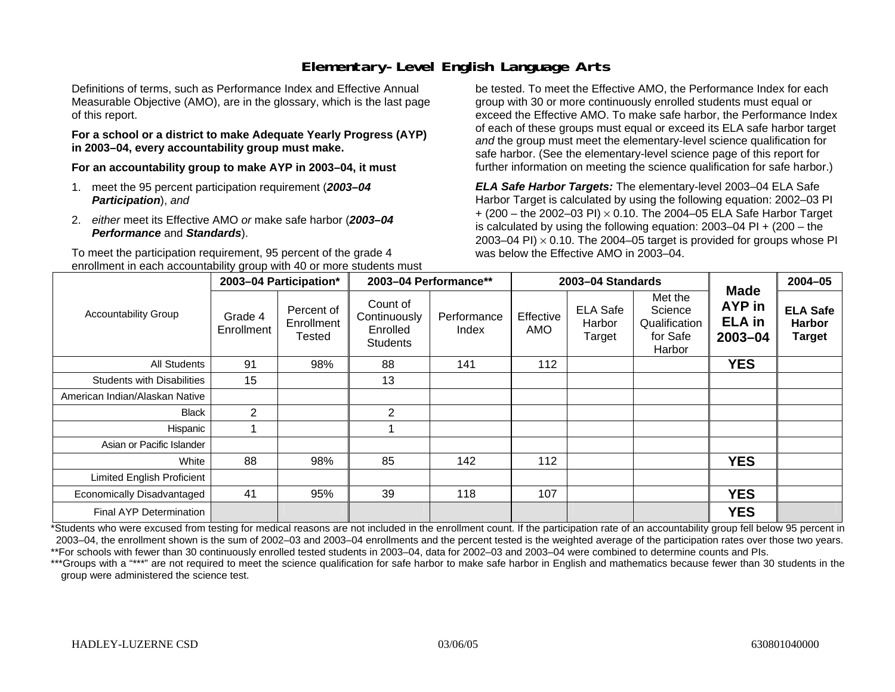# Elementary-Level English Language Arts

Definitions of terms, such as Performance Index and Effective Annual Measurable Objective (AMO), are in the glossary, which is the last page of this report.

**For a school or a district to make Adequate Yearly Progress (AYP) in 2003–04, every accountability group must make.**

**For an accountability group to make AYP in 2003–04, it must**

1. meet the 95 percent participation requirement (***2003–04 Participation***), *and*
2. *either* meet its Effective AMO *or* make safe harbor (***2003–04 Performance*** and ***Standards***).

To meet the participation requirement, 95 percent of the grade 4 enrollment in each accountability group with 40 or more students must be tested. To meet the Effective AMO, the Performance Index for each group with 30 or more continuously enrolled students must equal or exceed the Effective AMO. To make safe harbor, the Performance Index of each of these groups must equal or exceed its ELA safe harbor target *and* the group must meet the elementary-level science qualification for safe harbor. (See the elementary-level science page of this report for further information on meeting the science qualification for safe harbor.)

***ELA Safe Harbor Targets:*** The elementary-level 2003–04 ELA Safe Harbor Target is calculated by using the following equation: 2002–03 PI + (200 – the 2002–03 PI) $\times$ 0.10. The 2004–05 ELA Safe Harbor Target is calculated by using the following equation: 2003–04 PI + (200 – the 2003–04 PI) $\times$ 0.10. The 2004–05 target is provided for groups whose PI was below the Effective AMO in 2003–04.

| Accountability Group | 2003–04 Participation* | | 2003–04 Performance** | | 2003–04 Standards | | | Made AYP in ELA in 2003–04 | 2004–05 |
|---|---|---|---|---|---|---|---|---|---|
| | Grade 4 Enrollment | Percent of Enrollment Tested | Count of Continuously Enrolled Students | Performance Index | Effective AMO | ELA Safe Harbor Target | Met the Science Qualification for Safe Harbor | | ELA Safe Harbor Target |
| All Students | 91 | 98% | 88 | 141 | 112 | | | YES | |
| Students with Disabilities | 15 | | 13 | | | | | | |
| American Indian/Alaskan Native | | | | | | | | | |
| Black | 2 | | 2 | | | | | | |
| Hispanic | 1 | | 1 | | | | | | |
| Asian or Pacific Islander | | | | | | | | | |
| White | 88 | 98% | 85 | 142 | 112 | | | YES | |
| Limited English Proficient | | | | | | | | | |
| Economically Disadvantaged | 41 | 95% | 39 | 118 | 107 | | | YES | |
| Final AYP Determination | | | | | | | | YES | |

*Students who were excused from testing for medical reasons are not included in the enrollment count. If the participation rate of an accountability group fell below 95 percent in 2003–04, the enrollment shown is the sum of 2002–03 and 2003–04 enrollments and the percent tested is the weighted average of the participation rates over those two years.
**For schools with fewer than 30 continuously enrolled tested students in 2003–04, data for 2002–03 and 2003–04 were combined to determine counts and PIs.
***Groups with a "***" are not required to meet the science qualification for safe harbor to make safe harbor in English and mathematics because fewer than 30 students in the group were administered the science test.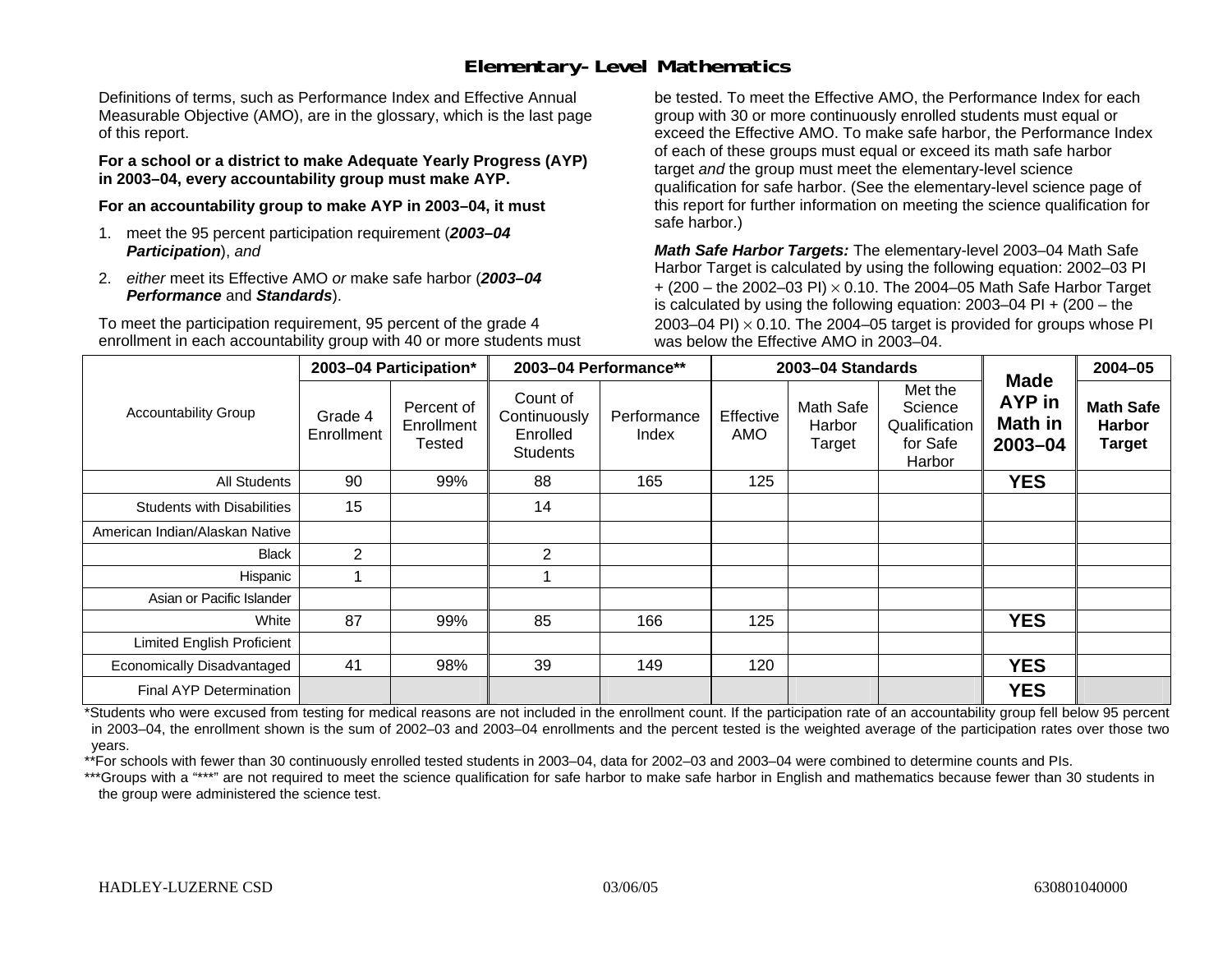# Elementary-Level Mathematics

Definitions of terms, such as Performance Index and Effective Annual Measurable Objective (AMO), are in the glossary, which is the last page of this report.

**For a school or a district to make Adequate Yearly Progress (AYP) in 2003–04, every accountability group must make AYP.**

**For an accountability group to make AYP in 2003–04, it must**

1. meet the 95 percent participation requirement (***2003–04 Participation***), *and*
2. *either* meet its Effective AMO *or* make safe harbor (***2003–04 Performance*** and ***Standards***).

To meet the participation requirement, 95 percent of the grade 4 enrollment in each accountability group with 40 or more students must be tested. To meet the Effective AMO, the Performance Index for each group with 30 or more continuously enrolled students must equal or exceed the Effective AMO. To make safe harbor, the Performance Index of each of these groups must equal or exceed its math safe harbor target *and* the group must meet the elementary-level science qualification for safe harbor. (See the elementary-level science page of this report for further information on meeting the science qualification for safe harbor.)

***Math Safe Harbor Targets:*** The elementary-level 2003–04 Math Safe Harbor Target is calculated by using the following equation: 2002–03 PI + (200 – the 2002–03 PI) $\times$ 0.10. The 2004–05 Math Safe Harbor Target is calculated by using the following equation: 2003–04 PI + (200 – the 2003–04 PI) $\times$ 0.10. The 2004–05 target is provided for groups whose PI was below the Effective AMO in 2003–04.

| Accountability Group | 2003–04 Participation* | | 2003–04 Performance** | | 2003–04 Standards | | | Made AYP in Math in 2003–04 | 2004–05 |
|---|---|---|---|---|---|---|---|---|---|
| | Grade 4 Enrollment | Percent of Enrollment Tested | Count of Continuously Enrolled Students | Performance Index | Effective AMO | Math Safe Harbor Target | Met the Science Qualification for Safe Harbor | | Math Safe Harbor Target |
| All Students | 90 | 99% | 88 | 165 | 125 | | | **YES** | |
| Students with Disabilities | 15 | | 14 | | | | | | |
| American Indian/Alaskan Native | | | | | | | | | |
| Black | 2 | | 2 | | | | | | |
| Hispanic | 1 | | 1 | | | | | | |
| Asian or Pacific Islander | | | | | | | | | |
| White | 87 | 99% | 85 | 166 | 125 | | | **YES** | |
| Limited English Proficient | | | | | | | | | |
| Economically Disadvantaged | 41 | 98% | 39 | 149 | 120 | | | **YES** | |
| Final AYP Determination | | | | | | | | **YES** | |

*Students who were excused from testing for medical reasons are not included in the enrollment count. If the participation rate of an accountability group fell below 95 percent in 2003–04, the enrollment shown is the sum of 2002–03 and 2003–04 enrollments and the percent tested is the weighted average of the participation rates over those two years.

**For schools with fewer than 30 continuously enrolled tested students in 2003–04, data for 2002–03 and 2003–04 were combined to determine counts and PIs.

***Groups with a "***" are not required to meet the science qualification for safe harbor to make safe harbor in English and mathematics because fewer than 30 students in the group were administered the science test.

HADLEY-LUZERNE CSD 03/06/05 630801040000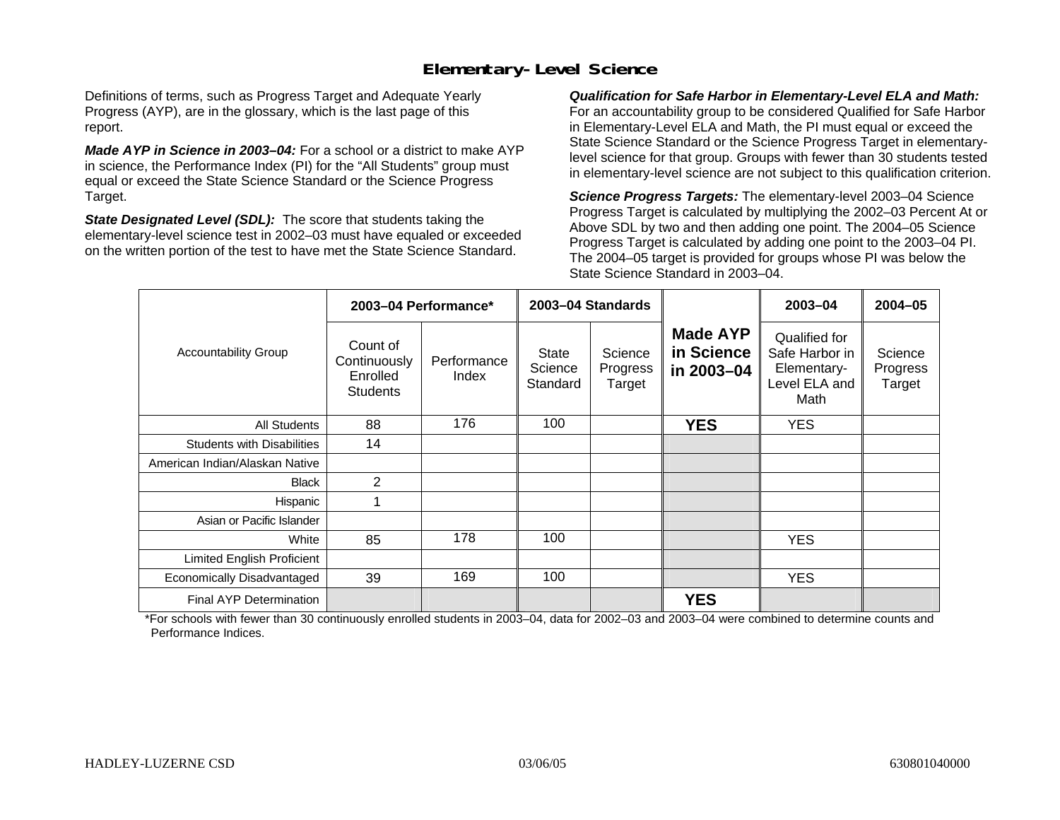## Elementary-Level Science

Definitions of terms, such as Progress Target and Adequate Yearly Progress (AYP), are in the glossary, which is the last page of this report.

***Made AYP in Science in 2003–04:*** For a school or a district to make AYP in science, the Performance Index (PI) for the "All Students" group must equal or exceed the State Science Standard or the Science Progress Target.

***State Designated Level (SDL):*** The score that students taking the elementary-level science test in 2002–03 must have equaled or exceeded on the written portion of the test to have met the State Science Standard.

***Qualification for Safe Harbor in Elementary-Level ELA and Math:*** For an accountability group to be considered Qualified for Safe Harbor in Elementary-Level ELA and Math, the PI must equal or exceed the State Science Standard or the Science Progress Target in elementary-level science for that group. Groups with fewer than 30 students tested in elementary-level science are not subject to this qualification criterion.

***Science Progress Targets:*** The elementary-level 2003–04 Science Progress Target is calculated by multiplying the 2002–03 Percent At or Above SDL by two and then adding one point. The 2004–05 Science Progress Target is calculated by adding one point to the 2003–04 PI. The 2004–05 target is provided for groups whose PI was below the State Science Standard in 2003–04.

| Accountability Group | 2003–04 Performance* | | 2003–04 Standards | | Made AYP in Science in 2003–04 | 2003–04 | 2004–05 |
|---|---|---|---|---|---|---|---|
| | Count of Continuously Enrolled Students | Performance Index | State Science Standard | Science Progress Target | | Qualified for Safe Harbor in Elementary-Level ELA and Math | Science Progress Target |
| All Students | 88 | 176 | 100 | | **YES** | YES | |
| Students with Disabilities | 14 | | | | | | |
| American Indian/Alaskan Native | | | | | | | |
| Black | 2 | | | | | | |
| Hispanic | 1 | | | | | | |
| Asian or Pacific Islander | | | | | | | |
| White | 85 | 178 | 100 | | | YES | |
| Limited English Proficient | | | | | | | |
| Economically Disadvantaged | 39 | 169 | 100 | | | YES | |
| Final AYP Determination | | | | | **YES** | | |

*For schools with fewer than 30 continuously enrolled students in 2003–04, data for 2002–03 and 2003–04 were combined to determine counts and Performance Indices.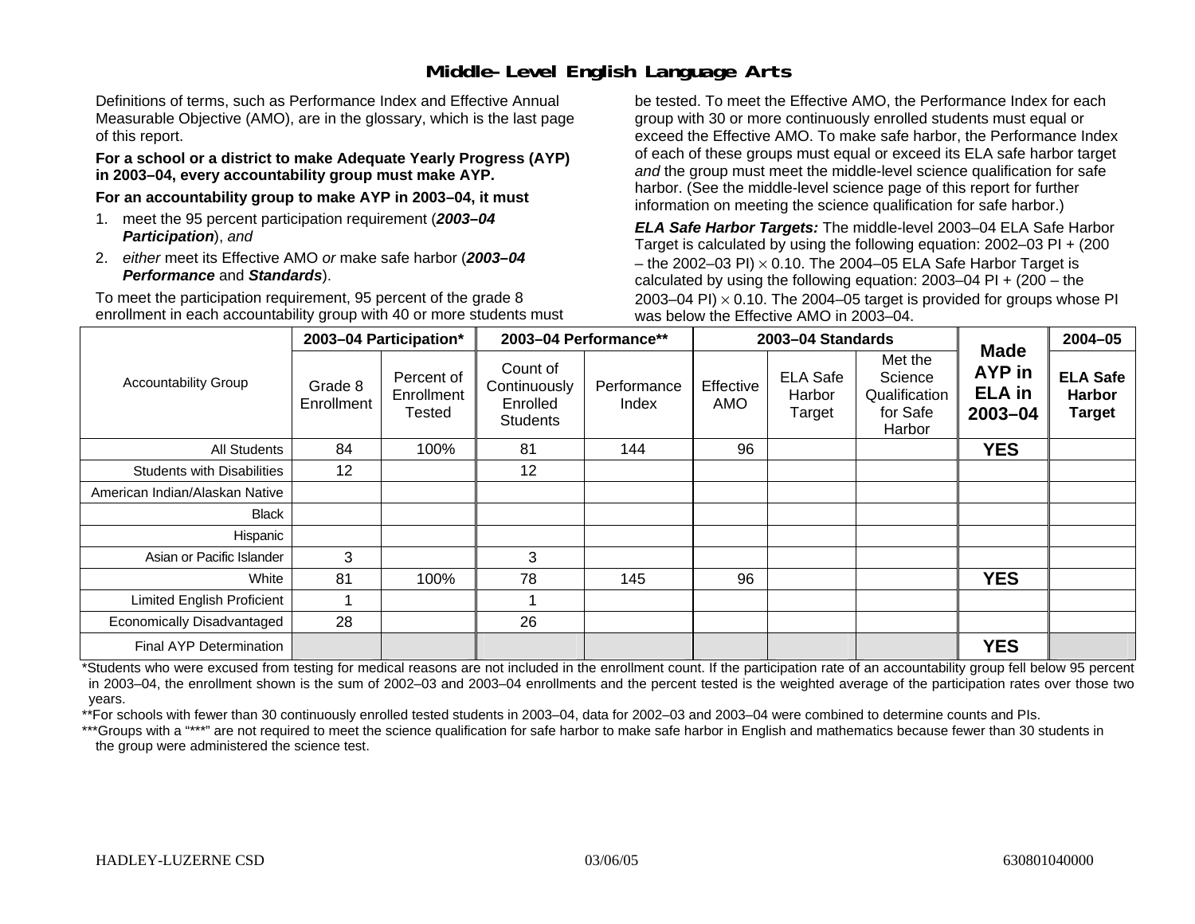# Middle-Level English Language Arts

Definitions of terms, such as Performance Index and Effective Annual Measurable Objective (AMO), are in the glossary, which is the last page of this report.

**For a school or a district to make Adequate Yearly Progress (AYP) in 2003–04, every accountability group must make AYP.**

**For an accountability group to make AYP in 2003–04, it must**

1. meet the 95 percent participation requirement (***2003–04 Participation***), *and*
2. *either* meet its Effective AMO *or* make safe harbor (***2003–04 Performance*** and ***Standards***).

To meet the participation requirement, 95 percent of the grade 8 enrollment in each accountability group with 40 or more students must be tested. To meet the Effective AMO, the Performance Index for each group with 30 or more continuously enrolled students must equal or exceed the Effective AMO. To make safe harbor, the Performance Index of each of these groups must equal or exceed its ELA safe harbor target *and* the group must meet the middle-level science qualification for safe harbor. (See the middle-level science page of this report for further information on meeting the science qualification for safe harbor.)

***ELA Safe Harbor Targets:*** The middle-level 2003–04 ELA Safe Harbor Target is calculated by using the following equation: 2002–03 PI + (200 – the 2002–03 PI) $\times$ 0.10. The 2004–05 ELA Safe Harbor Target is calculated by using the following equation: 2003–04 PI + (200 – the 2003–04 PI) $\times$ 0.10. The 2004–05 target is provided for groups whose PI was below the Effective AMO in 2003–04.

| Accountability Group | 2003–04 Participation* | | 2003–04 Performance** | | 2003–04 Standards | | | Made AYP in ELA in 2003–04 | 2004–05 |
|---|---|---|---|---|---|---|---|---|---|
| | Grade 8 Enrollment | Percent of Enrollment Tested | Count of Continuously Enrolled Students | Performance Index | Effective AMO | ELA Safe Harbor Target | Met the Science Qualification for Safe Harbor | | ELA Safe Harbor Target |
| All Students | 84 | 100% | 81 | 144 | 96 | | | YES | |
| Students with Disabilities | 12 | | 12 | | | | | | |
| American Indian/Alaskan Native | | | | | | | | | |
| Black | | | | | | | | | |
| Hispanic | | | | | | | | | |
| Asian or Pacific Islander | 3 | | 3 | | | | | | |
| White | 81 | 100% | 78 | 145 | 96 | | | YES | |
| Limited English Proficient | 1 | | 1 | | | | | | |
| Economically Disadvantaged | 28 | | 26 | | | | | | |
| Final AYP Determination | | | | | | | | YES | |

*Students who were excused from testing for medical reasons are not included in the enrollment count. If the participation rate of an accountability group fell below 95 percent in 2003–04, the enrollment shown is the sum of 2002–03 and 2003–04 enrollments and the percent tested is the weighted average of the participation rates over those two years.

**For schools with fewer than 30 continuously enrolled tested students in 2003–04, data for 2002–03 and 2003–04 were combined to determine counts and PIs.

***Groups with a "***" are not required to meet the science qualification for safe harbor to make safe harbor in English and mathematics because fewer than 30 students in the group were administered the science test.

HADLEY-LUZERNE CSD 03/06/05 630801040000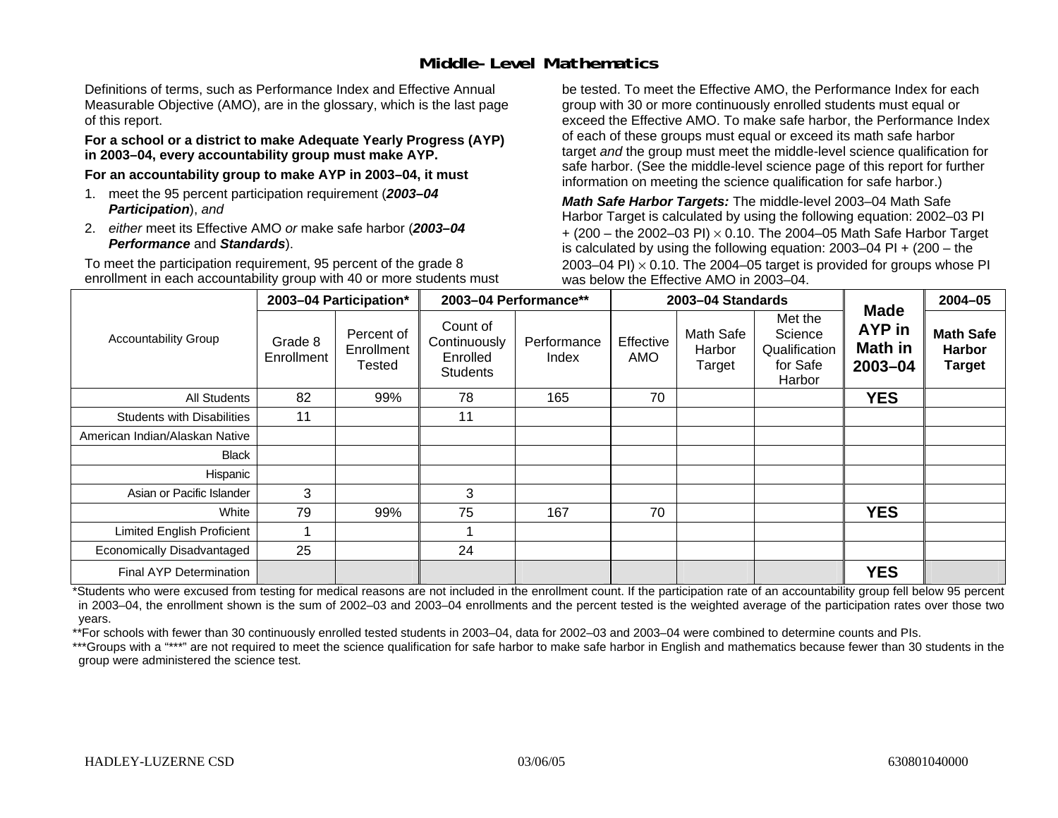# Middle-Level Mathematics

Definitions of terms, such as Performance Index and Effective Annual Measurable Objective (AMO), are in the glossary, which is the last page of this report.

**For a school or a district to make Adequate Yearly Progress (AYP) in 2003–04, every accountability group must make AYP.**

**For an accountability group to make AYP in 2003–04, it must**

1. meet the 95 percent participation requirement (***2003–04 Participation***), *and*
2. *either* meet its Effective AMO *or* make safe harbor (***2003–04 Performance*** and ***Standards***).

To meet the participation requirement, 95 percent of the grade 8 enrollment in each accountability group with 40 or more students must be tested. To meet the Effective AMO, the Performance Index for each group with 30 or more continuously enrolled students must equal or exceed the Effective AMO. To make safe harbor, the Performance Index of each of these groups must equal or exceed its math safe harbor target *and* the group must meet the middle-level science qualification for safe harbor. (See the middle-level science page of this report for further information on meeting the science qualification for safe harbor.)

***Math Safe Harbor Targets:*** The middle-level 2003–04 Math Safe Harbor Target is calculated by using the following equation: 2002–03 PI + (200 – the 2002–03 PI) $\times$ 0.10. The 2004–05 Math Safe Harbor Target is calculated by using the following equation: 2003–04 PI + (200 – the 2003–04 PI) $\times$ 0.10. The 2004–05 target is provided for groups whose PI was below the Effective AMO in 2003–04.

| Accountability Group | 2003–04 Participation* | | 2003–04 Performance** | | 2003–04 Standards | | | Made AYP in Math in 2003–04 | 2004–05 |
|---|---|---|---|---|---|---|---|---|---|
| | Grade 8 Enrollment | Percent of Enrollment Tested | Count of Continuously Enrolled Students | Performance Index | Effective AMO | Math Safe Harbor Target | Met the Science Qualification for Safe Harbor | | Math Safe Harbor Target |
| All Students | 82 | 99% | 78 | 165 | 70 | | | **YES** | |
| Students with Disabilities | 11 | | 11 | | | | | | |
| American Indian/Alaskan Native | | | | | | | | | |
| Black | | | | | | | | | |
| Hispanic | | | | | | | | | |
| Asian or Pacific Islander | 3 | | 3 | | | | | | |
| White | 79 | 99% | 75 | 167 | 70 | | | **YES** | |
| Limited English Proficient | 1 | | 1 | | | | | | |
| Economically Disadvantaged | 25 | | 24 | | | | | | |
| Final AYP Determination | | | | | | | | **YES** | |

*Students who were excused from testing for medical reasons are not included in the enrollment count. If the participation rate of an accountability group fell below 95 percent in 2003–04, the enrollment shown is the sum of 2002–03 and 2003–04 enrollments and the percent tested is the weighted average of the participation rates over those two years.

**For schools with fewer than 30 continuously enrolled tested students in 2003–04, data for 2002–03 and 2003–04 were combined to determine counts and PIs.

***Groups with a "***" are not required to meet the science qualification for safe harbor to make safe harbor in English and mathematics because fewer than 30 students in the group were administered the science test.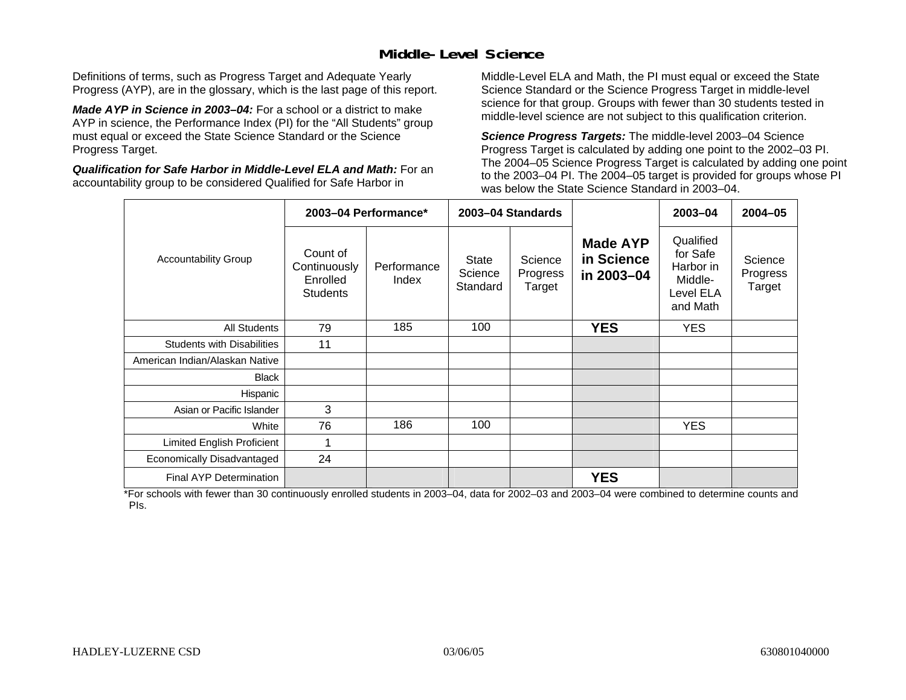## Middle-Level Science

Definitions of terms, such as Progress Target and Adequate Yearly Progress (AYP), are in the glossary, which is the last page of this report.

***Made AYP in Science in 2003–04:*** For a school or a district to make AYP in science, the Performance Index (PI) for the "All Students" group must equal or exceed the State Science Standard or the Science Progress Target.

***Qualification for Safe Harbor in Middle-Level ELA and Math:*** For an accountability group to be considered Qualified for Safe Harbor in Middle-Level ELA and Math, the PI must equal or exceed the State Science Standard or the Science Progress Target in middle-level science for that group. Groups with fewer than 30 students tested in middle-level science are not subject to this qualification criterion.

***Science Progress Targets:*** The middle-level 2003–04 Science Progress Target is calculated by adding one point to the 2002–03 PI. The 2004–05 Science Progress Target is calculated by adding one point to the 2003–04 PI. The 2004–05 target is provided for groups whose PI was below the State Science Standard in 2003–04.

| Accountability Group | 2003–04 Performance* | | 2003–04 Standards | | Made AYP in Science in 2003–04 | 2003–04 | 2004–05 |
|---|---|---|---|---|---|---|---|
| | Count of Continuously Enrolled Students | Performance Index | State Science Standard | Science Progress Target | | Qualified for Safe Harbor in Middle-Level ELA and Math | Science Progress Target |
| All Students | 79 | 185 | 100 | | **YES** | YES | |
| Students with Disabilities | 11 | | | | | | |
| American Indian/Alaskan Native | | | | | | | |
| Black | | | | | | | |
| Hispanic | | | | | | | |
| Asian or Pacific Islander | 3 | | | | | | |
| White | 76 | 186 | 100 | | | YES | |
| Limited English Proficient | 1 | | | | | | |
| Economically Disadvantaged | 24 | | | | | | |
| Final AYP Determination | | | | | **YES** | | |

*For schools with fewer than 30 continuously enrolled students in 2003–04, data for 2002–03 and 2003–04 were combined to determine counts and PIs.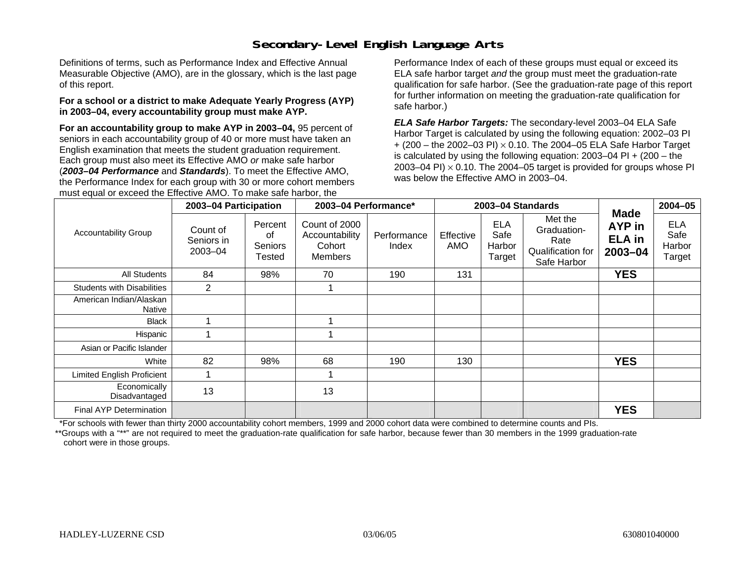# Secondary-Level English Language Arts

Definitions of terms, such as Performance Index and Effective Annual Measurable Objective (AMO), are in the glossary, which is the last page of this report.

**For a school or a district to make Adequate Yearly Progress (AYP) in 2003–04, every accountability group must make AYP.**

**For an accountability group to make AYP in 2003–04,** 95 percent of seniors in each accountability group of 40 or more must have taken an English examination that meets the student graduation requirement. Each group must also meet its Effective AMO *or* make safe harbor (***2003–04 Performance*** and ***Standards***). To meet the Effective AMO, the Performance Index for each group with 30 or more cohort members must equal or exceed the Effective AMO. To make safe harbor, the Performance Index of each of these groups must equal or exceed its ELA safe harbor target *and* the group must meet the graduation-rate qualification for safe harbor. (See the graduation-rate page of this report for further information on meeting the graduation-rate qualification for safe harbor.)

***ELA Safe Harbor Targets:*** The secondary-level 2003–04 ELA Safe Harbor Target is calculated by using the following equation: 2002–03 PI + (200 – the 2002–03 PI) $\times$ 0.10. The 2004–05 ELA Safe Harbor Target is calculated by using the following equation: 2003–04 PI + (200 – the 2003–04 PI) $\times$ 0.10. The 2004–05 target is provided for groups whose PI was below the Effective AMO in 2003–04.

| Accountability Group | 2003–04 Participation | | 2003–04 Performance* | | 2003–04 Standards | | | Made AYP in ELA in 2003–04 | 2004–05 |
|---|---|---|---|---|---|---|---|---|---|
| | Count of Seniors in 2003–04 | Percent of Seniors Tested | Count of 2000 Accountability Cohort Members | Performance Index | Effective AMO | ELA Safe Harbor Target | Met the Graduation-Rate Qualification for Safe Harbor | | ELA Safe Harbor Target |
| All Students | 84 | 98% | 70 | 190 | 131 | | | **YES** | |
| Students with Disabilities | 2 | | 1 | | | | | | |
| American Indian/Alaskan Native | | | | | | | | | |
| Black | 1 | | 1 | | | | | | |
| Hispanic | 1 | | 1 | | | | | | |
| Asian or Pacific Islander | | | | | | | | | |
| White | 82 | 98% | 68 | 190 | 130 | | | **YES** | |
| Limited English Proficient | 1 | | 1 | | | | | | |
| Economically Disadvantaged | 13 | | 13 | | | | | | |
| Final AYP Determination | | | | | | | | **YES** | |

*For schools with fewer than thirty 2000 accountability cohort members, 1999 and 2000 cohort data were combined to determine counts and PIs.

**Groups with a "**" are not required to meet the graduation-rate qualification for safe harbor, because fewer than 30 members in the 1999 graduation-rate cohort were in those groups.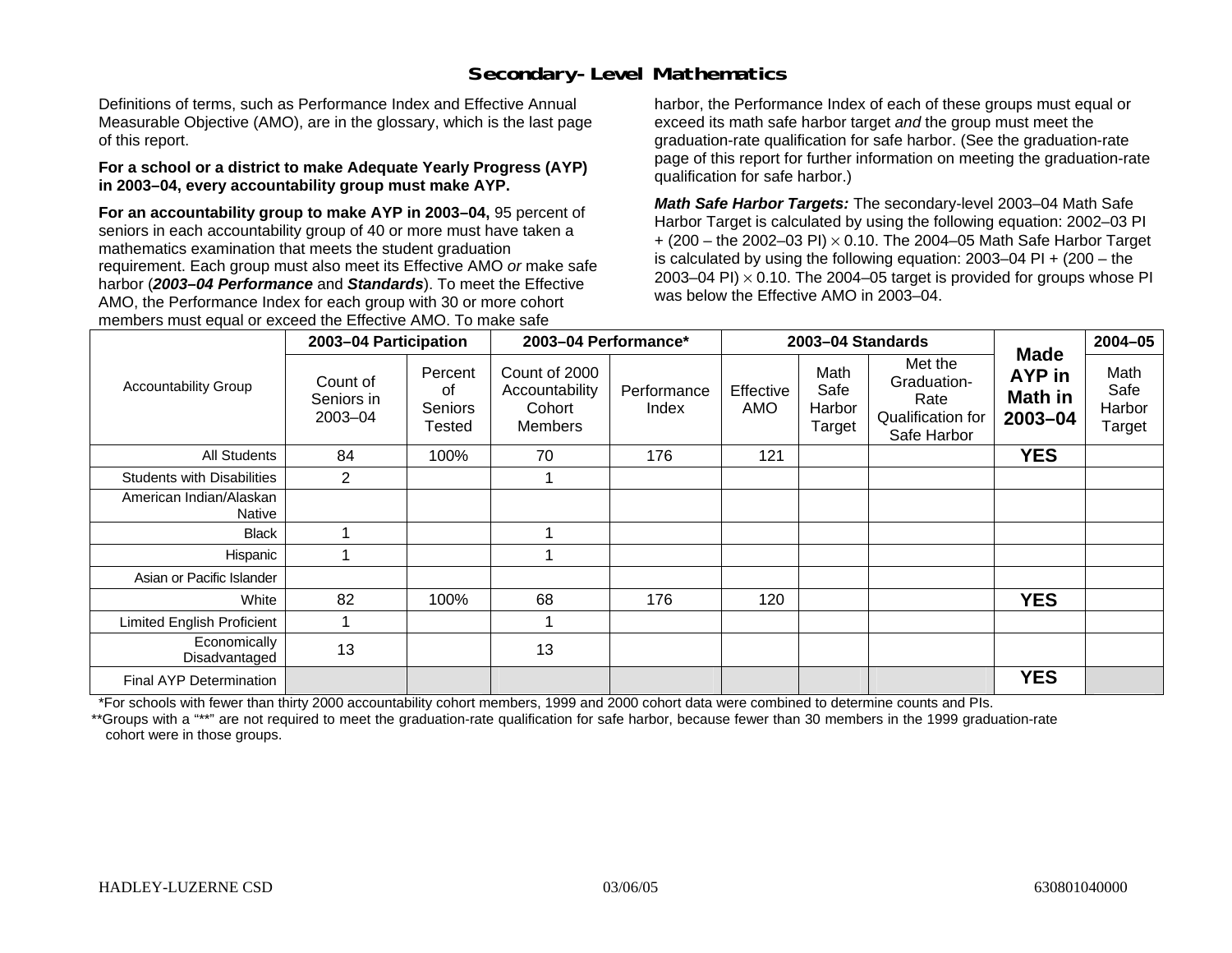## Secondary-Level Mathematics

Definitions of terms, such as Performance Index and Effective Annual Measurable Objective (AMO), are in the glossary, which is the last page of this report.

**For a school or a district to make Adequate Yearly Progress (AYP) in 2003–04, every accountability group must make AYP.**

**For an accountability group to make AYP in 2003–04,** 95 percent of seniors in each accountability group of 40 or more must have taken a mathematics examination that meets the student graduation requirement. Each group must also meet its Effective AMO *or* make safe harbor (***2003–04 Performance*** and ***Standards***). To meet the Effective AMO, the Performance Index for each group with 30 or more cohort members must equal or exceed the Effective AMO. To make safe harbor, the Performance Index of each of these groups must equal or exceed its math safe harbor target *and* the group must meet the graduation-rate qualification for safe harbor. (See the graduation-rate page of this report for further information on meeting the graduation-rate qualification for safe harbor.)

***Math Safe Harbor Targets:*** The secondary-level 2003–04 Math Safe Harbor Target is calculated by using the following equation: 2002–03 PI + (200 – the 2002–03 PI) $\times$ 0.10. The 2004–05 Math Safe Harbor Target is calculated by using the following equation: 2003–04 PI + (200 – the 2003–04 PI) $\times$ 0.10. The 2004–05 target is provided for groups whose PI was below the Effective AMO in 2003–04.

| Accountability Group | 2003–04 Participation | | 2003–04 Performance* | | 2003–04 Standards | | | Made AYP in Math in 2003–04 | 2004–05 |
|---|---|---|---|---|---|---|---|---|---|
| | Count of Seniors in 2003–04 | Percent of Seniors Tested | Count of 2000 Accountability Cohort Members | Performance Index | Effective AMO | Math Safe Harbor Target | Met the Graduation-Rate Qualification for Safe Harbor | | Math Safe Harbor Target |
| All Students | 84 | 100% | 70 | 176 | 121 | | | **YES** | |
| Students with Disabilities | 2 | | 1 | | | | | | |
| American Indian/Alaskan Native | | | | | | | | | |
| Black | 1 | | 1 | | | | | | |
| Hispanic | 1 | | 1 | | | | | | |
| Asian or Pacific Islander | | | | | | | | | |
| White | 82 | 100% | 68 | 176 | 120 | | | **YES** | |
| Limited English Proficient | 1 | | 1 | | | | | | |
| Economically Disadvantaged | 13 | | 13 | | | | | | |
| Final AYP Determination | | | | | | | | **YES** | |

*For schools with fewer than thirty 2000 accountability cohort members, 1999 and 2000 cohort data were combined to determine counts and PIs.

**Groups with a "**" are not required to meet the graduation-rate qualification for safe harbor, because fewer than 30 members in the 1999 graduation-rate cohort were in those groups.

HADLEY-LUZERNE CSD 03/06/05 630801040000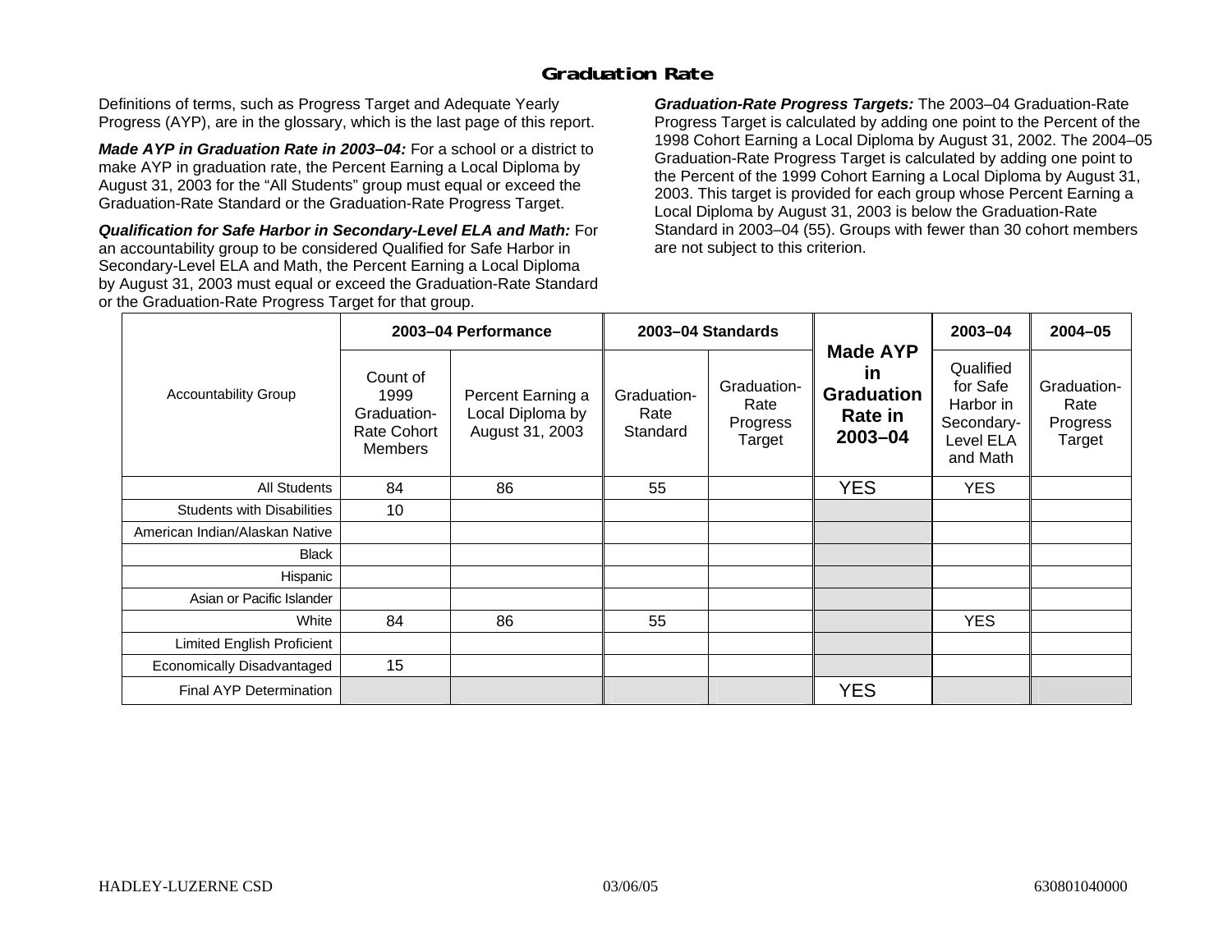# Graduation Rate

Definitions of terms, such as Progress Target and Adequate Yearly Progress (AYP), are in the glossary, which is the last page of this report.

***Made AYP in Graduation Rate in 2003–04:*** For a school or a district to make AYP in graduation rate, the Percent Earning a Local Diploma by August 31, 2003 for the "All Students" group must equal or exceed the Graduation-Rate Standard or the Graduation-Rate Progress Target.

***Qualification for Safe Harbor in Secondary-Level ELA and Math:*** For an accountability group to be considered Qualified for Safe Harbor in Secondary-Level ELA and Math, the Percent Earning a Local Diploma by August 31, 2003 must equal or exceed the Graduation-Rate Standard or the Graduation-Rate Progress Target for that group.

***Graduation-Rate Progress Targets:*** The 2003–04 Graduation-Rate Progress Target is calculated by adding one point to the Percent of the 1998 Cohort Earning a Local Diploma by August 31, 2002. The 2004–05 Graduation-Rate Progress Target is calculated by adding one point to the Percent of the 1999 Cohort Earning a Local Diploma by August 31, 2003. This target is provided for each group whose Percent Earning a Local Diploma by August 31, 2003 is below the Graduation-Rate Standard in 2003–04 (55). Groups with fewer than 30 cohort members are not subject to this criterion.

| Accountability Group | 2003–04 Performance | | 2003–04 Standards | | Made AYP in Graduation Rate in 2003–04 | 2003–04 | 2004–05 |
|---|---|---|---|---|---|---|---|
| | Count of 1999 Graduation-Rate Cohort Members | Percent Earning a Local Diploma by August 31, 2003 | Graduation-Rate Standard | Graduation-Rate Progress Target | | Qualified for Safe Harbor in Secondary-Level ELA and Math | Graduation-Rate Progress Target |
| All Students | 84 | 86 | 55 | | YES | YES | |
| Students with Disabilities | 10 | | | | | | |
| American Indian/Alaskan Native | | | | | | | |
| Black | | | | | | | |
| Hispanic | | | | | | | |
| Asian or Pacific Islander | | | | | | | |
| White | 84 | 86 | 55 | | | YES | |
| Limited English Proficient | | | | | | | |
| Economically Disadvantaged | 15 | | | | | | |
| Final AYP Determination | | | | | YES | | |

HADLEY-LUZERNE CSD 03/06/05 630801040000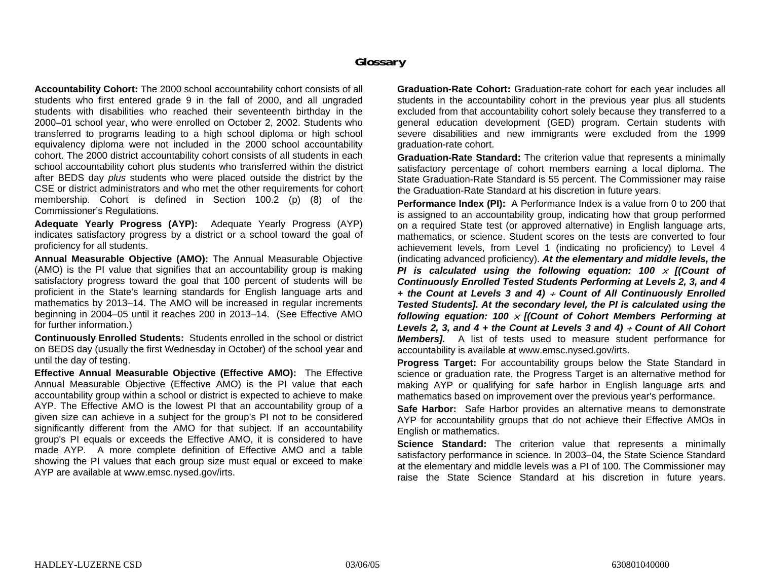# Glossary

**Accountability Cohort:** The 2000 school accountability cohort consists of all students who first entered grade 9 in the fall of 2000, and all ungraded students with disabilities who reached their seventeenth birthday in the 2000–01 school year, who were enrolled on October 2, 2002. Students who transferred to programs leading to a high school diploma or high school equivalency diploma were not included in the 2000 school accountability cohort. The 2000 district accountability cohort consists of all students in each school accountability cohort plus students who transferred within the district after BEDS day *plus* students who were placed outside the district by the CSE or district administrators and who met the other requirements for cohort membership. Cohort is defined in Section 100.2 (p) (8) of the Commissioner's Regulations.

**Adequate Yearly Progress (AYP):** Adequate Yearly Progress (AYP) indicates satisfactory progress by a district or a school toward the goal of proficiency for all students.

**Annual Measurable Objective (AMO):** The Annual Measurable Objective (AMO) is the PI value that signifies that an accountability group is making satisfactory progress toward the goal that 100 percent of students will be proficient in the State's learning standards for English language arts and mathematics by 2013–14. The AMO will be increased in regular increments beginning in 2004–05 until it reaches 200 in 2013–14. (See Effective AMO for further information.)

**Continuously Enrolled Students:** Students enrolled in the school or district on BEDS day (usually the first Wednesday in October) of the school year and until the day of testing.

**Effective Annual Measurable Objective (Effective AMO):** The Effective Annual Measurable Objective (Effective AMO) is the PI value that each accountability group within a school or district is expected to achieve to make AYP. The Effective AMO is the lowest PI that an accountability group of a given size can achieve in a subject for the group's PI not to be considered significantly different from the AMO for that subject. If an accountability group's PI equals or exceeds the Effective AMO, it is considered to have made AYP. A more complete definition of Effective AMO and a table showing the PI values that each group size must equal or exceed to make AYP are available at www.emsc.nysed.gov/irts.

**Graduation-Rate Cohort:** Graduation-rate cohort for each year includes all students in the accountability cohort in the previous year plus all students excluded from that accountability cohort solely because they transferred to a general education development (GED) program. Certain students with severe disabilities and new immigrants were excluded from the 1999 graduation-rate cohort.

**Graduation-Rate Standard:** The criterion value that represents a minimally satisfactory percentage of cohort members earning a local diploma. The State Graduation-Rate Standard is 55 percent. The Commissioner may raise the Graduation-Rate Standard at his discretion in future years.

**Performance Index (PI):** A Performance Index is a value from 0 to 200 that is assigned to an accountability group, indicating how that group performed on a required State test (or approved alternative) in English language arts, mathematics, or science. Student scores on the tests are converted to four achievement levels, from Level 1 (indicating no proficiency) to Level 4 (indicating advanced proficiency). ***At the elementary and middle levels, the PI is calculated using the following equation: 100 × [(Count of Continuously Enrolled Tested Students Performing at Levels 2, 3, and 4 + the Count at Levels 3 and 4) ÷ Count of All Continuously Enrolled Tested Students]. At the secondary level, the PI is calculated using the following equation: 100 × [(Count of Cohort Members Performing at Levels 2, 3, and 4 + the Count at Levels 3 and 4) ÷ Count of All Cohort Members].*** A list of tests used to measure student performance for accountability is available at www.emsc.nysed.gov/irts.

**Progress Target:** For accountability groups below the State Standard in science or graduation rate, the Progress Target is an alternative method for making AYP or qualifying for safe harbor in English language arts and mathematics based on improvement over the previous year's performance.

**Safe Harbor:** Safe Harbor provides an alternative means to demonstrate AYP for accountability groups that do not achieve their Effective AMOs in English or mathematics.

**Science Standard:** The criterion value that represents a minimally satisfactory performance in science. In 2003–04, the State Science Standard at the elementary and middle levels was a PI of 100. The Commissioner may raise the State Science Standard at his discretion in future years.